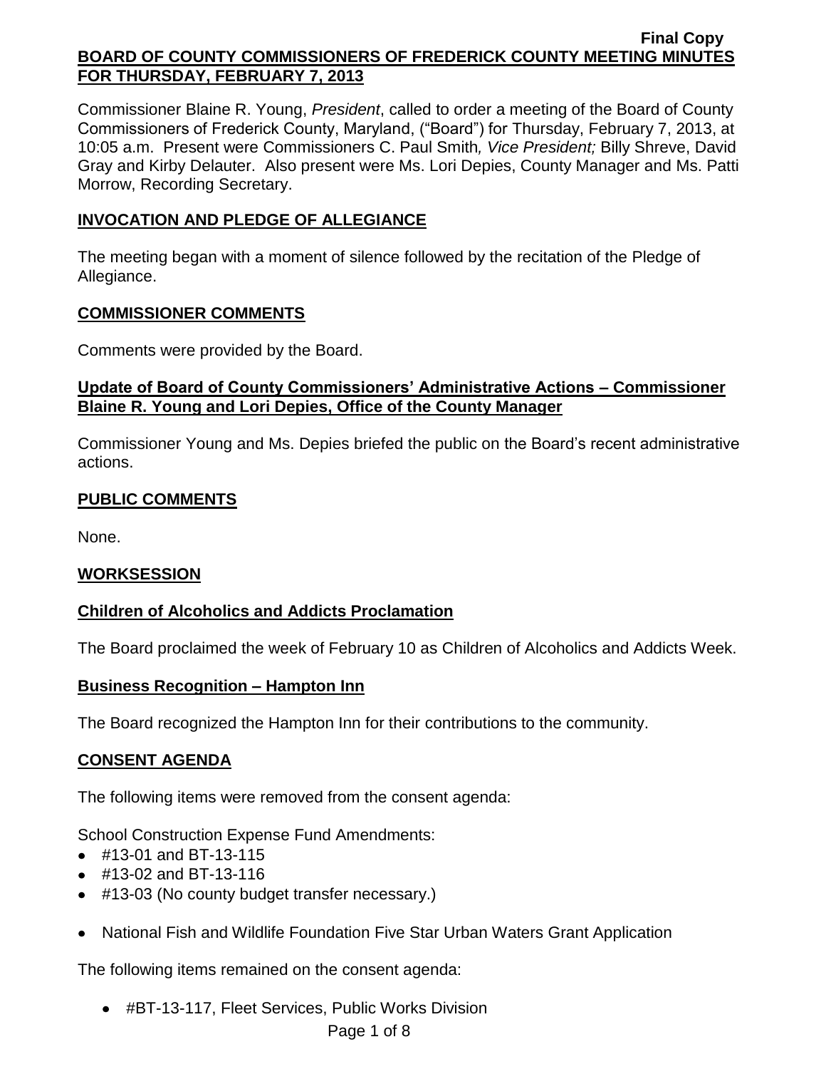Final Copy

# BOARD OF COUNTY COMMISSIONERS OF FREDERICK COUNTY MEETING MINUTES FOR THURSDAY, FEBRUARY 7, 2013

Commissioner Blaine R. Young, *President*, called to order a meeting of the Board of County Commissioners of Frederick County, Maryland, ("Board") for Thursday, February 7, 2013, at 10:05 a.m. Present were Commissioners C. Paul Smith*, Vice President;* Billy Shreve, David Gray and Kirby Delauter. Also present were Ms. Lori Depies, County Manager and Ms. Patti Morrow, Recording Secretary.

## INVOCATION AND PLEDGE OF ALLEGIANCE

The meeting began with a moment of silence followed by the recitation of the Pledge of Allegiance.

## COMMISSIONER COMMENTS

Comments were provided by the Board.

### Update of Board of County Commissioners' Administrative Actions – Commissioner Blaine R. Young and Lori Depies, Office of the County Manager

Commissioner Young and Ms. Depies briefed the public on the Board's recent administrative actions.

## PUBLIC COMMENTS

None.

## WORKSESSION

### Children of Alcoholics and Addicts Proclamation

The Board proclaimed the week of February 10 as Children of Alcoholics and Addicts Week.

### Business Recognition – Hampton Inn

The Board recognized the Hampton Inn for their contributions to the community.

## CONSENT AGENDA

The following items were removed from the consent agenda:

School Construction Expense Fund Amendments:

- #13-01 and BT-13-115
- #13-02 and BT-13-116
- #13-03 (No county budget transfer necessary.)

- National Fish and Wildlife Foundation Five Star Urban Waters Grant Application

The following items remained on the consent agenda:

- #BT-13-117, Fleet Services, Public Works Division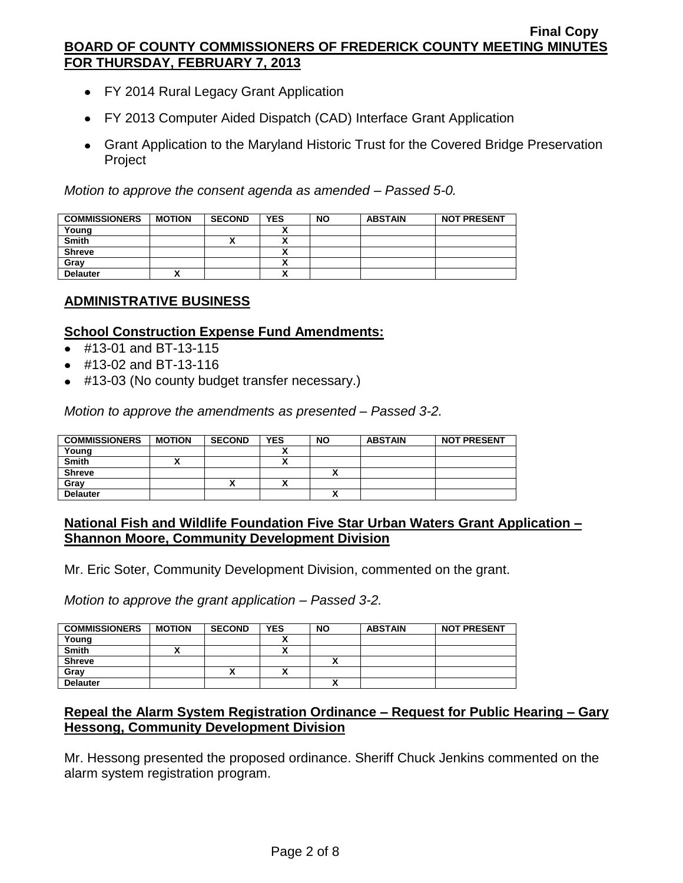- FY 2014 Rural Legacy Grant Application
- FY 2013 Computer Aided Dispatch (CAD) Interface Grant Application
- Grant Application to the Maryland Historic Trust for the Covered Bridge Preservation Project

*Motion to approve the consent agenda as amended – Passed 5-0.*

| COMMISSIONERS | MOTION | SECOND | YES | NO | ABSTAIN | NOT PRESENT |
|---|---|---|---|---|---|---|
| Young | | | X | | | |
| Smith | | X | X | | | |
| Shreve | | | X | | | |
| Gray | | | X | | | |
| Delauter | X | | X | | | |

## ADMINISTRATIVE BUSINESS

### School Construction Expense Fund Amendments:

- #13-01 and BT-13-115
- #13-02 and BT-13-116
- #13-03 (No county budget transfer necessary.)

*Motion to approve the amendments as presented – Passed 3-2.*

| COMMISSIONERS | MOTION | SECOND | YES | NO | ABSTAIN | NOT PRESENT |
|---|---|---|---|---|---|---|
| Young | | | X | | | |
| Smith | X | | X | | | |
| Shreve | | | | X | | |
| Gray | | X | X | | | |
| Delauter | | | | X | | |

### National Fish and Wildlife Foundation Five Star Urban Waters Grant Application – Shannon Moore, Community Development Division

Mr. Eric Soter, Community Development Division, commented on the grant.

*Motion to approve the grant application – Passed 3-2.*

| COMMISSIONERS | MOTION | SECOND | YES | NO | ABSTAIN | NOT PRESENT |
|---|---|---|---|---|---|---|
| Young | | | X | | | |
| Smith | X | | X | | | |
| Shreve | | | | X | | |
| Gray | | X | X | | | |
| Delauter | | | | X | | |

### Repeal the Alarm System Registration Ordinance – Request for Public Hearing – Gary Hessong, Community Development Division

Mr. Hessong presented the proposed ordinance. Sheriff Chuck Jenkins commented on the alarm system registration program.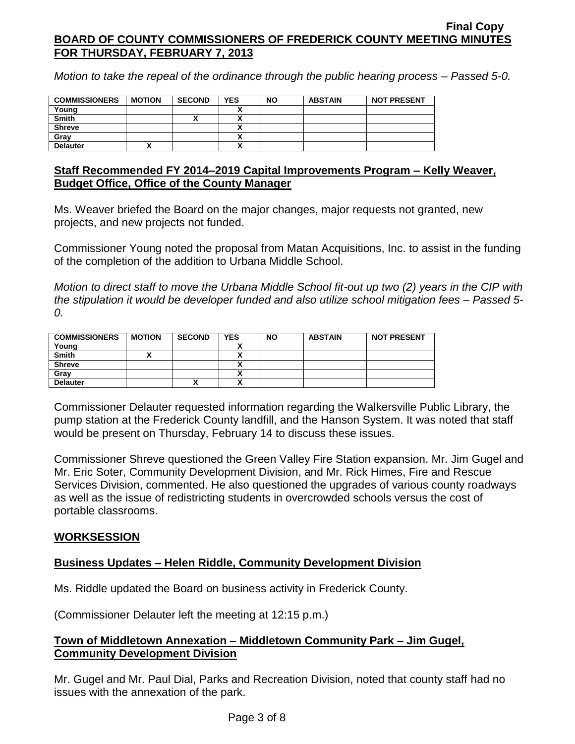*Motion to take the repeal of the ordinance through the public hearing process – Passed 5-0.*

| COMMISSIONERS | MOTION | SECOND | YES | NO | ABSTAIN | NOT PRESENT |
|---|---|---|---|---|---|---|
| Young | | | X | | | |
| Smith | | X | X | | | |
| Shreve | | | X | | | |
| Gray | | | X | | | |
| Delauter | X | | X | | | |

## Staff Recommended FY 2014–2019 Capital Improvements Program – Kelly Weaver, Budget Office, Office of the County Manager

Ms. Weaver briefed the Board on the major changes, major requests not granted, new projects, and new projects not funded.

Commissioner Young noted the proposal from Matan Acquisitions, Inc. to assist in the funding of the completion of the addition to Urbana Middle School.

*Motion to direct staff to move the Urbana Middle School fit-out up two (2) years in the CIP with the stipulation it would be developer funded and also utilize school mitigation fees – Passed 5-0.*

| COMMISSIONERS | MOTION | SECOND | YES | NO | ABSTAIN | NOT PRESENT |
|---|---|---|---|---|---|---|
| Young | | | X | | | |
| Smith | X | | X | | | |
| Shreve | | | X | | | |
| Gray | | | X | | | |
| Delauter | | X | X | | | |

Commissioner Delauter requested information regarding the Walkersville Public Library, the pump station at the Frederick County landfill, and the Hanson System. It was noted that staff would be present on Thursday, February 14 to discuss these issues.

Commissioner Shreve questioned the Green Valley Fire Station expansion. Mr. Jim Gugel and Mr. Eric Soter, Community Development Division, and Mr. Rick Himes, Fire and Rescue Services Division, commented. He also questioned the upgrades of various county roadways as well as the issue of redistricting students in overcrowded schools versus the cost of portable classrooms.

## WORKSESSION

## Business Updates – Helen Riddle, Community Development Division

Ms. Riddle updated the Board on business activity in Frederick County.

(Commissioner Delauter left the meeting at 12:15 p.m.)

## Town of Middletown Annexation – Middletown Community Park – Jim Gugel, Community Development Division

Mr. Gugel and Mr. Paul Dial, Parks and Recreation Division, noted that county staff had no issues with the annexation of the park.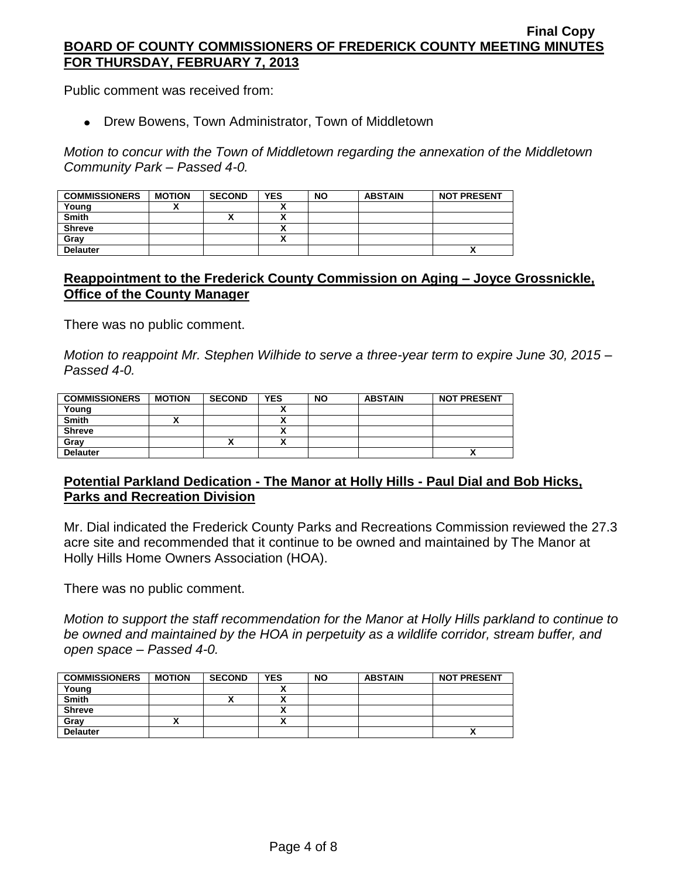Public comment was received from:

- Drew Bowens, Town Administrator, Town of Middletown

*Motion to concur with the Town of Middletown regarding the annexation of the Middletown Community Park – Passed 4-0.*

| COMMISSIONERS | MOTION | SECOND | YES | NO | ABSTAIN | NOT PRESENT |
|---|---|---|---|---|---|---|
| Young | X | | X | | | |
| Smith | | X | X | | | |
| Shreve | | | X | | | |
| Gray | | | X | | | |
| Delauter | | | | | | X |

## Reappointment to the Frederick County Commission on Aging – Joyce Grossnickle, Office of the County Manager

There was no public comment.

*Motion to reappoint Mr. Stephen Wilhide to serve a three-year term to expire June 30, 2015 – Passed 4-0.*

| COMMISSIONERS | MOTION | SECOND | YES | NO | ABSTAIN | NOT PRESENT |
|---|---|---|---|---|---|---|
| Young | | | X | | | |
| Smith | X | | X | | | |
| Shreve | | | X | | | |
| Gray | | X | X | | | |
| Delauter | | | | | | X |

## Potential Parkland Dedication - The Manor at Holly Hills - Paul Dial and Bob Hicks, Parks and Recreation Division

Mr. Dial indicated the Frederick County Parks and Recreations Commission reviewed the 27.3 acre site and recommended that it continue to be owned and maintained by The Manor at Holly Hills Home Owners Association (HOA).

There was no public comment.

*Motion to support the staff recommendation for the Manor at Holly Hills parkland to continue to be owned and maintained by the HOA in perpetuity as a wildlife corridor, stream buffer, and open space – Passed 4-0.*

| COMMISSIONERS | MOTION | SECOND | YES | NO | ABSTAIN | NOT PRESENT |
|---|---|---|---|---|---|---|
| Young | | | X | | | |
| Smith | | X | X | | | |
| Shreve | | | X | | | |
| Gray | X | | X | | | |
| Delauter | | | | | | X |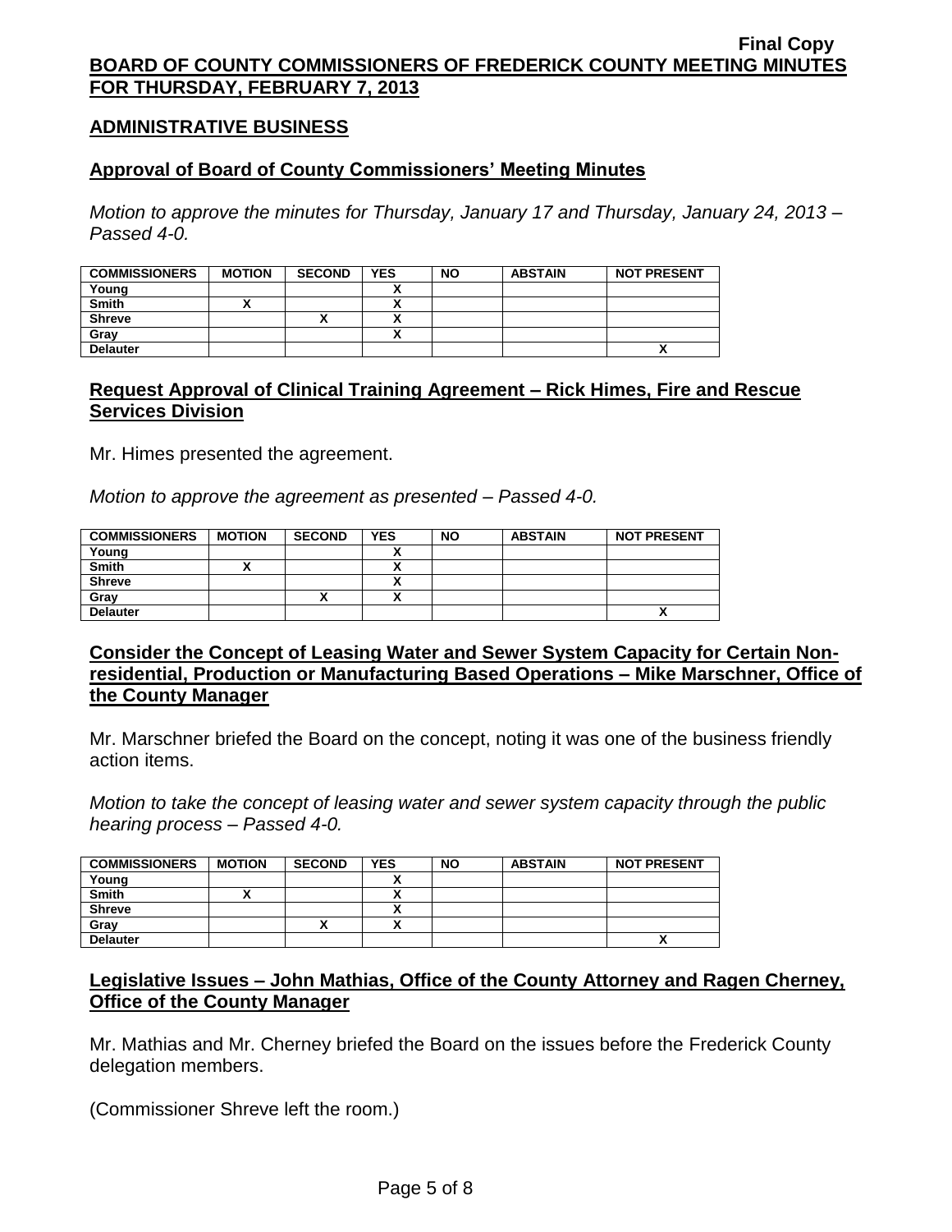**Final Copy**

**BOARD OF COUNTY COMMISSIONERS OF FREDERICK COUNTY MEETING MINUTES FOR THURSDAY, FEBRUARY 7, 2013**

## ADMINISTRATIVE BUSINESS

### Approval of Board of County Commissioners' Meeting Minutes

*Motion to approve the minutes for Thursday, January 17 and Thursday, January 24, 2013 – Passed 4-0.*

| COMMISSIONERS | MOTION | SECOND | YES | NO | ABSTAIN | NOT PRESENT |
|---|---|---|---|---|---|---|
| Young | | | X | | | |
| Smith | X | | X | | | |
| Shreve | | X | X | | | |
| Gray | | | X | | | |
| Delauter | | | | | | X |

### Request Approval of Clinical Training Agreement – Rick Himes, Fire and Rescue Services Division

Mr. Himes presented the agreement.

*Motion to approve the agreement as presented – Passed 4-0.*

| COMMISSIONERS | MOTION | SECOND | YES | NO | ABSTAIN | NOT PRESENT |
|---|---|---|---|---|---|---|
| Young | | | X | | | |
| Smith | X | | X | | | |
| Shreve | | | X | | | |
| Gray | | X | X | | | |
| Delauter | | | | | | X |

### Consider the Concept of Leasing Water and Sewer System Capacity for Certain Non-residential, Production or Manufacturing Based Operations – Mike Marschner, Office of the County Manager

Mr. Marschner briefed the Board on the concept, noting it was one of the business friendly action items.

*Motion to take the concept of leasing water and sewer system capacity through the public hearing process – Passed 4-0.*

| COMMISSIONERS | MOTION | SECOND | YES | NO | ABSTAIN | NOT PRESENT |
|---|---|---|---|---|---|---|
| Young | | | X | | | |
| Smith | X | | X | | | |
| Shreve | | | X | | | |
| Gray | | X | X | | | |
| Delauter | | | | | | X |

### Legislative Issues – John Mathias, Office of the County Attorney and Ragen Cherney, Office of the County Manager

Mr. Mathias and Mr. Cherney briefed the Board on the issues before the Frederick County delegation members.

(Commissioner Shreve left the room.)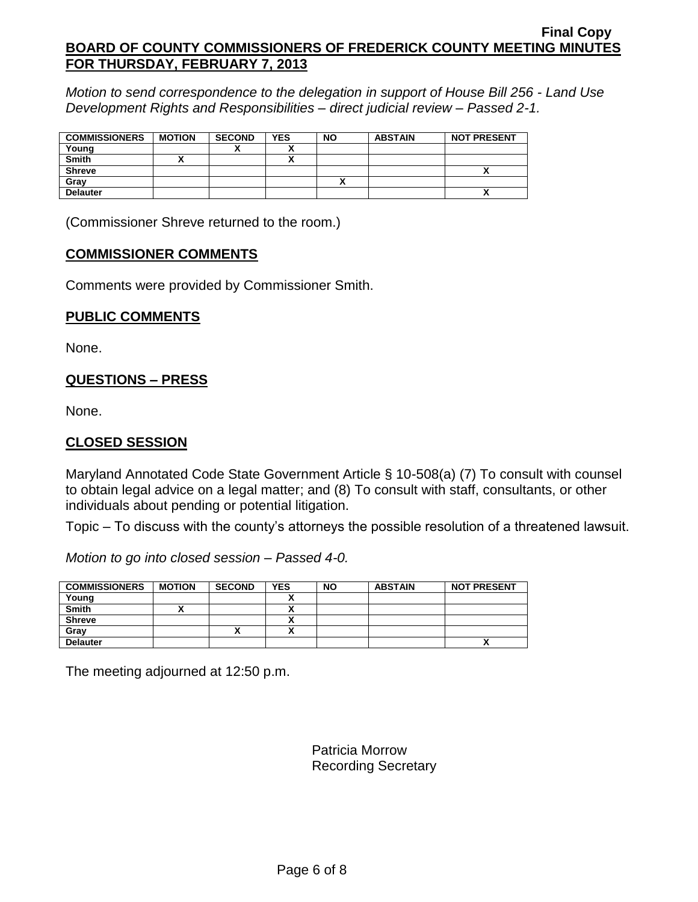*Motion to send correspondence to the delegation in support of House Bill 256 - Land Use Development Rights and Responsibilities – direct judicial review – Passed 2-1.*

| COMMISSIONERS | MOTION | SECOND | YES | NO | ABSTAIN | NOT PRESENT |
|---|---|---|---|---|---|---|
| Young | | X | X | | | |
| Smith | X | | X | | | |
| Shreve | | | | | | X |
| Gray | | | | X | | |
| Delauter | | | | | | X |

(Commissioner Shreve returned to the room.)

## COMMISSIONER COMMENTS

Comments were provided by Commissioner Smith.

## PUBLIC COMMENTS

None.

## QUESTIONS – PRESS

None.

## CLOSED SESSION

Maryland Annotated Code State Government Article § 10-508(a) (7) To consult with counsel to obtain legal advice on a legal matter; and (8) To consult with staff, consultants, or other individuals about pending or potential litigation.

Topic – To discuss with the county's attorneys the possible resolution of a threatened lawsuit.

*Motion to go into closed session – Passed 4-0.*

| COMMISSIONERS | MOTION | SECOND | YES | NO | ABSTAIN | NOT PRESENT |
|---|---|---|---|---|---|---|
| Young | | | X | | | |
| Smith | X | | X | | | |
| Shreve | | | X | | | |
| Gray | | X | X | | | |
| Delauter | | | | | | X |

The meeting adjourned at 12:50 p.m.

Patricia Morrow
Recording Secretary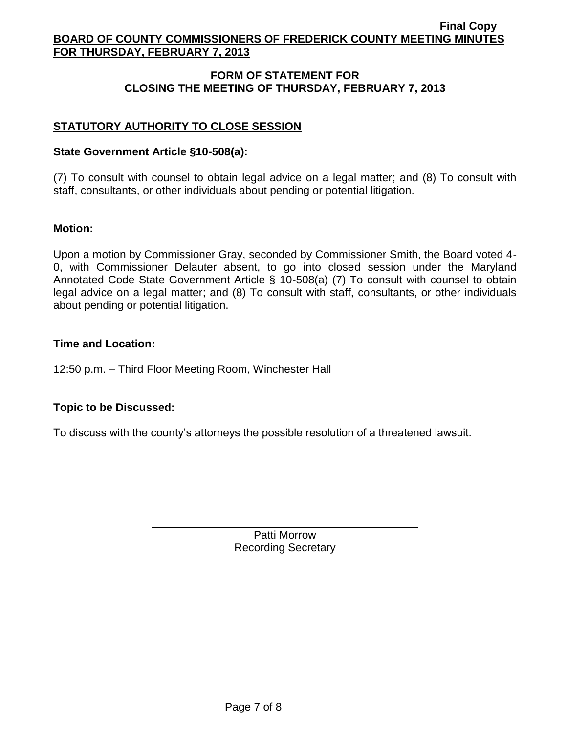## FORM OF STATEMENT FOR CLOSING THE MEETING OF THURSDAY, FEBRUARY 7, 2013

### STATUTORY AUTHORITY TO CLOSE SESSION

**State Government Article §10-508(a):**

(7) To consult with counsel to obtain legal advice on a legal matter; and (8) To consult with staff, consultants, or other individuals about pending or potential litigation.

**Motion:**

Upon a motion by Commissioner Gray, seconded by Commissioner Smith, the Board voted 4-0, with Commissioner Delauter absent, to go into closed session under the Maryland Annotated Code State Government Article § 10-508(a) (7) To consult with counsel to obtain legal advice on a legal matter; and (8) To consult with staff, consultants, or other individuals about pending or potential litigation.

**Time and Location:**

12:50 p.m. – Third Floor Meeting Room, Winchester Hall

**Topic to be Discussed:**

To discuss with the county's attorneys the possible resolution of a threatened lawsuit.

Patti Morrow
Recording Secretary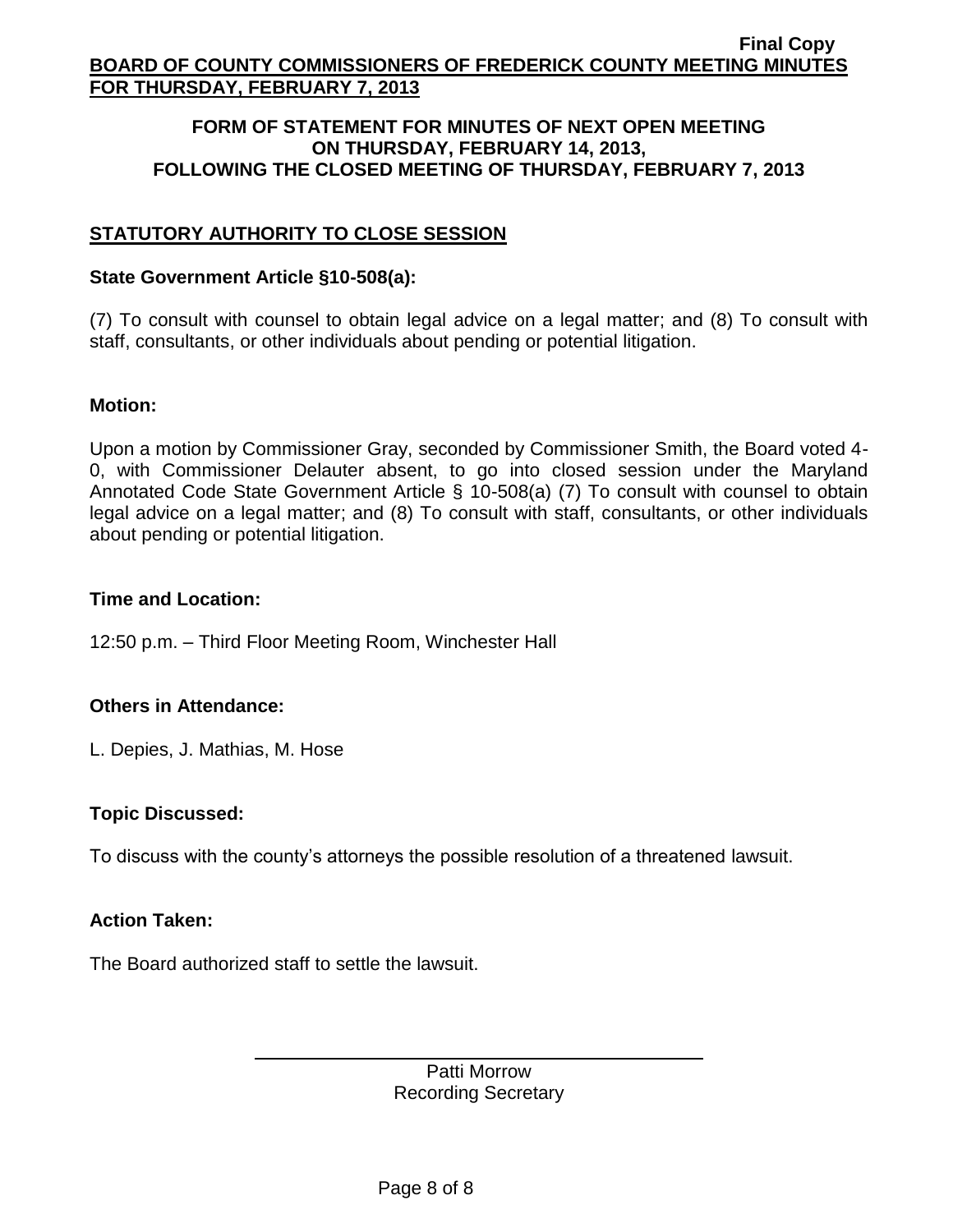**FORM OF STATEMENT FOR MINUTES OF NEXT OPEN MEETING ON THURSDAY, FEBRUARY 14, 2013, FOLLOWING THE CLOSED MEETING OF THURSDAY, FEBRUARY 7, 2013**

## STATUTORY AUTHORITY TO CLOSE SESSION

### State Government Article §10-508(a):

(7) To consult with counsel to obtain legal advice on a legal matter; and (8) To consult with staff, consultants, or other individuals about pending or potential litigation.

### Motion:

Upon a motion by Commissioner Gray, seconded by Commissioner Smith, the Board voted 4-0, with Commissioner Delauter absent, to go into closed session under the Maryland Annotated Code State Government Article § 10-508(a) (7) To consult with counsel to obtain legal advice on a legal matter; and (8) To consult with staff, consultants, or other individuals about pending or potential litigation.

### Time and Location:

12:50 p.m. – Third Floor Meeting Room, Winchester Hall

### Others in Attendance:

L. Depies, J. Mathias, M. Hose

### Topic Discussed:

To discuss with the county's attorneys the possible resolution of a threatened lawsuit.

### Action Taken:

The Board authorized staff to settle the lawsuit.

Patti Morrow
Recording Secretary